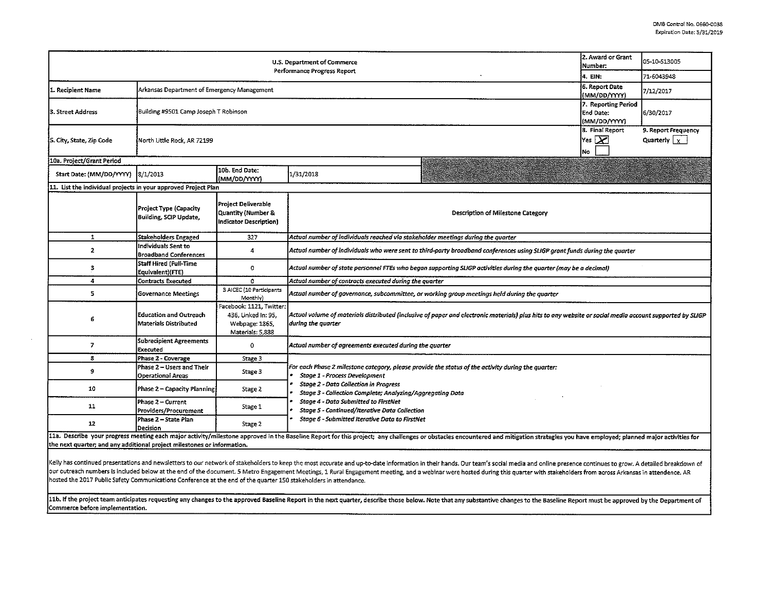OMB Control No. 0660-0038
Expiration Date: 5/31/2019

| U.S. Department of Commerce Performance Progress Report | | | | 2. Award or Grant Number: | 05-10-S13005 |
|---|---|---|---|---|---|
| | | | | 4. EIN: | 71-6043948 |
| 1. Recipient Name | Arkansas Department of Emergency Management | | | 6. Report Date (MM/DD/YYYY) | 7/12/2017 |
| 3. Street Address | Building #9501 Camp Joseph T Robinson | | | 7. Reporting Period End Date: (MM/DD/YYYY) | 6/30/2017 |
| 5. City, State, Zip Code | North Little Rock, AR 72199 | | | 8. Final Report Yes [X] No [ ] | 9. Report Frequency Quarterly [x] |
| 10a. Project/Grant Period | | | | | |
| Start Date: (MM/DD/YYYY) | 8/1/2013 | 10b. End Date: (MM/DD/YYYY) | 1/31/2018 | | |

11. List the individual projects in your approved Project Plan

| | Project Type (Capacity Building, SCIP Update, | Project Deliverable Quantity (Number & Indicator Description) | Description of Milestone Category |
|---|---|---|---|
| 1 | Stakeholders Engaged | 327 | *Actual number of individuals reached via stakeholder meetings during the quarter* |
| 2 | Individuals Sent to Broadband Conferences | 4 | *Actual number of individuals who were sent to third-party broadband conferences using SLIGP grant funds during the quarter* |
| 3 | Staff Hired (Full-Time Equivalent)(FTE) | 0 | *Actual number of state personnel FTEs who began supporting SLIGP activities during the quarter (may be a decimal)* |
| 4 | Contracts Executed | 0 | *Actual number of contracts executed during the quarter* |
| 5 | Governance Meetings | 3 AICEC (10 Participants Monthly) | *Actual number of governance, subcommittee, or working group meetings held during the quarter* |
| 6 | Education and Outreach Materials Distributed | Facebook: 1121, Twitter: 436, Linked In: 95, Webpage: 1865, Materials: 5,888 | *Actual volume of materials distributed (inclusive of paper and electronic materials) plus hits to any website or social media account supported by SLIGP during the quarter* |
| 7 | Subrecipient Agreements Executed | 0 | *Actual number of agreements executed during the quarter* |
| 8 | Phase 2 - Coverage | Stage 3 | *For each Phase 2 milestone category, please provide the status of the activity during the quarter:*<br>• *Stage 1 - Process Development*<br>• *Stage 2 - Data Collection in Progress*<br>• *Stage 3 - Collection Complete; Analyzing/Aggregating Data*<br>• *Stage 4 - Data Submitted to FirstNet*<br>• *Stage 5 - Continued/Iterative Data Collection*<br>• *Stage 6 - Submitted Iterative Data to FirstNet* |
| 9 | Phase 2 – Users and Their Operational Areas | Stage 3 | |
| 10 | Phase 2 – Capacity Planning | Stage 2 | |
| 11 | Phase 2 – Current Providers/Procurement | Stage 1 | |
| 12 | Phase 2 – State Plan Decision | Stage 2 | |

**11a. Describe your progress meeting each major activity/milestone approved in the Baseline Report for this project; any challenges or obstacles encountered and mitigation strategies you have employed; planned major activities for the next quarter; and any additional project milestones or information.**

Kelly has continued presentations and newsletters to our network of stakeholders to keep the most accurate and up-to-date information in their hands. Our team's social media and online presence continues to grow. A detailed breakdown of our outreach numbers is included below at the end of the document. 5 Metro Engagement Meetings, 1 Rural Engagement meeting, and a webinar were hosted during this quarter with stakeholders from across Arkansas in attendence. AR hosted the 2017 Public Safety Communications Conference at the end of the quarter 150 stakeholders in attendance.

**11b. If the project team anticipates requesting any changes to the approved Baseline Report in the next quarter, describe those below. Note that any substantive changes to the Baseline Report must be approved by the Department of Commerce before implementation.**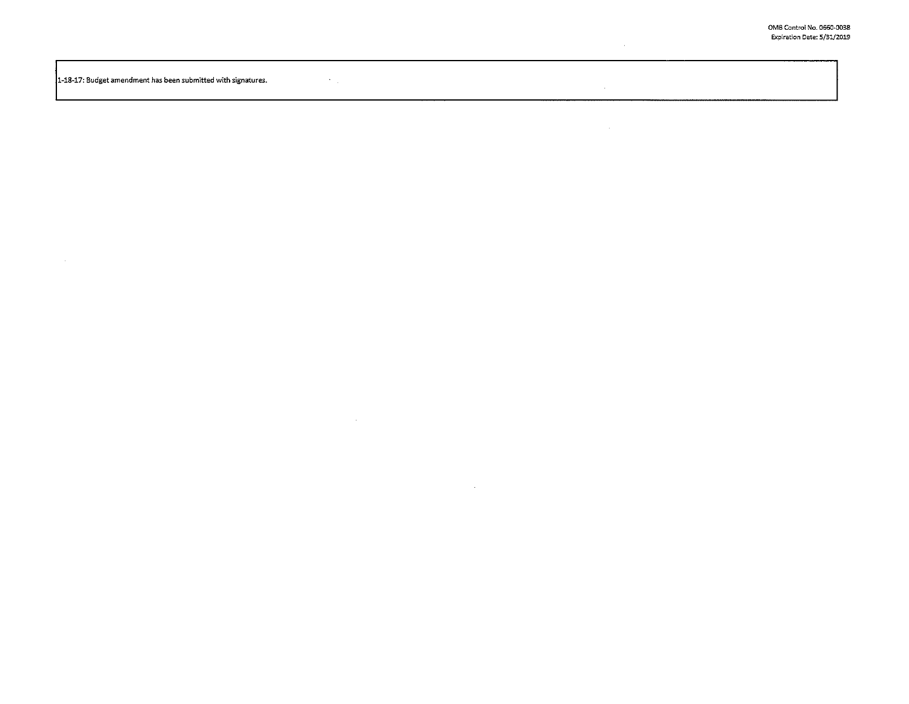OMB Control No. 0660-0038
Expiration Date: 5/31/2019

1-18-17: Budget amendment has been submitted with signatures.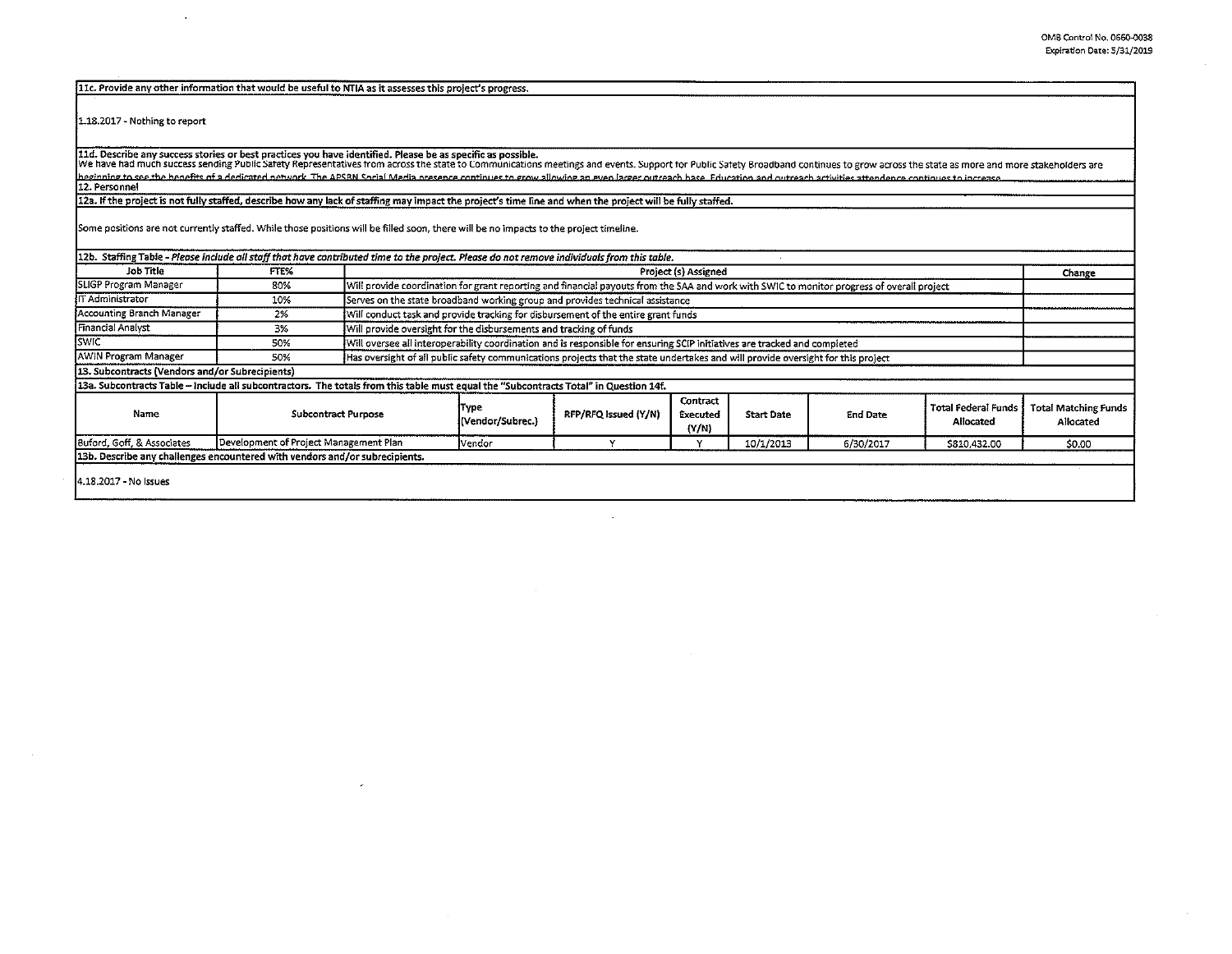| 11c. Provide any other information that would be useful to NTIA as it assesses this project's progress. |
|---|
| 1.18.2017 - Nothing to report |
| 11d. Describe any success stories or best practices you have identified. Please be as specific as possible. |
| We have had much success sending Public Safety Representatives from across the state to Communications meetings and events. Support for Public Safety Broadband continues to grow across the state as more and more stakeholders are beginning to see the benefits of a dedicated network. The APSBN Social Media presence continues to grow allowing an even larger outreach base. Education and outreach activities attendance continues to increase. |

**12. Personnel**

| 12a. If the project is not fully staffed, describe how any lack of staffing may impact the project's time line and when the project will be fully staffed. |
|---|
| Some positions are not currently staffed. While those positions will be filled soon, there will be no impacts to the project timeline. |

12b. Staffing Table - *Please include all staff that have contributed time to the project. Please do not remove individuals from this table.*

| Job Title | FTE% | Project (s) Assigned | Change |
|---|---|---|---|
| SLIGP Program Manager | 80% | Will provide coordination for grant reporting and financial payouts from the SAA and work with SWIC to monitor progress of overall project | |
| IT Administrator | 10% | Serves on the state broadband working group and provides technical assistance | |
| Accounting Branch Manager | 2% | Will conduct task and provide tracking for disbursement of the entire grant funds | |
| Financial Analyst | 3% | Will provide oversight for the disbursements and tracking of funds | |
| SWIC | 50% | Will oversee all interoperability coordination and is responsible for ensuring SCIP initiatives are tracked and completed | |
| AWIN Program Manager | 50% | Has oversight of all public safety communications projects that the state undertakes and will provide oversight for this project | |

**13. Subcontracts (Vendors and/or Subrecipients)**

13a. Subcontracts Table – Include all subcontractors. The totals from this table must equal the "Subcontracts Total" in Question 14f.

| Name | Subcontract Purpose | Type (Vendor/Subrec.) | RFP/RFQ Issued (Y/N) | Contract Executed (Y/N) | Start Date | End Date | Total Federal Funds Allocated | Total Matching Funds Allocated |
|---|---|---|---|---|---|---|---|---|
| Buford, Goff, & Associates | Development of Project Management Plan | Vendor | Y | Y | 10/1/2013 | 6/30/2017 | $810,432.00 | $0.00 |

| 13b. Describe any challenges encountered with vendors and/or subrecipients. |
|---|
| 4.18.2017 - No Issues |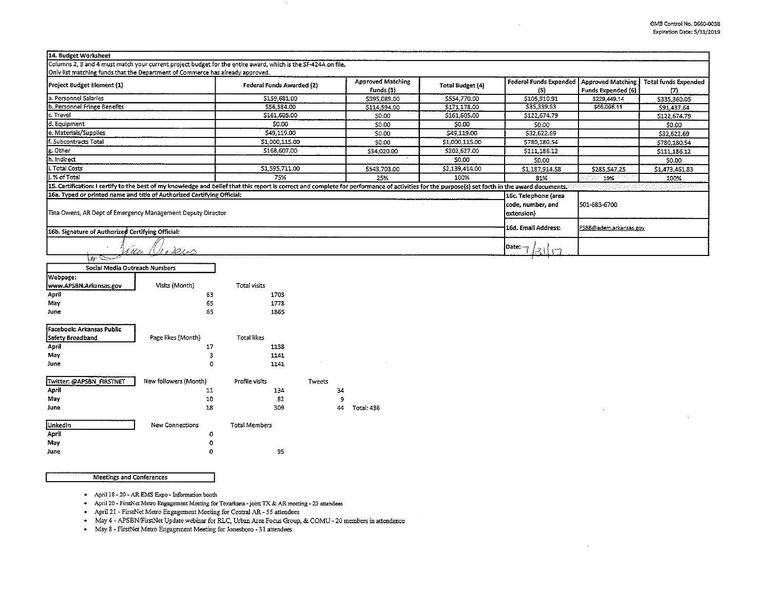OMB Control No. 0660-0038
Expiration Date: 5/31/2019

## 14. Budget Worksheet

Columns 2, 3 and 4 must match your current project budget for the entire award, which is the SF-424A on file.
Only list matching funds that the Department of Commerce has already approved.

| Project Budget Element (1) | Federal Funds Awarded (2) | Approved Matching Funds (3) | Total Budget (4) | Federal Funds Expended (5) | Approved Matching Funds Expended (6) | Total funds Expended (7) |
|---|---|---|---|---|---|---|
| a. Personnel Salaries | $159,681.00 | $395,089.00 | $554,770.00 | $105,910.91 | $229,449.14 | $335,360.05 |
| b. Personnel Fringe Benefits | $56,584.00 | $114,594.00 | $171,178.00 | $35,339.53 | $56,098.11 | $91,437.64 |
| c. Travel | $161,605.00 | $0.00 | $161,605.00 | $122,674.79 | | $122,674.79 |
| d. Equipment | $0.00 | $0.00 | $0.00 | $0.00 | | $0.00 |
| e. Materials/Supplies | $49,119.00 | $0.00 | $49,119.00 | $32,622.69 | | $32,622.69 |
| f. Subcontracts Total | $1,000,115.00 | $0.00 | $1,000,115.00 | $780,180.54 | | $780,180.54 |
| g. Other | $168,607.00 | $34,020.00 | $202,627.00 | $111,186.12 | | $111,186.12 |
| h. Indirect | | | $0.00 | $0.00 | | $0.00 |
| i. Total Costs | $1,595,711.00 | $543,703.00 | $2,139,414.00 | $1,187,914.58 | $285,547.25 | $1,473,461.83 |
| j. % of Total | 75% | 25% | 100% | 81% | 19% | 100% |

**15. Certification:** I certify to the best of my knowledge and belief that this report is correct and complete for performance of activities for the purpose(s) set forth in the award documents.

| | | |
|---|---|---|
| **16a. Typed or printed name and title of Authorized Certifying Official:** Tina Owens, AR Dept of Emergency Management Deputy Director | **16c. Telephone (area code, number, and extension)** | 501-683-6700 |
| **16b. Signature of Authorized Certifying Official:** | **16d. Email Address:** | PSBB@adem.arkansas.gov |
| | Date: 7/31/17 | |

### Social Media Outreach Numbers

| Webpage: www.APSBN.Arkansas.gov | Visits (Month) | Total visits |
|---|---|---|
| April | 63 | 1703 |
| May | 65 | 1778 |
| June | 65 | 1865 |

| Facebook: Arkansas Public Safety Broadband | Page likes (Month) | Total likes |
|---|---|---|
| April | 17 | 1138 |
| May | 3 | 1141 |
| June | 0 | 1141 |

| Twitter: @APSBN_FIRSTNET | New followers (Month) | Profile visits | Tweets | |
|---|---|---|---|---|
| April | 11 | 134 | 34 | |
| May | 10 | 82 | 9 | |
| June | 18 | 309 | 44 | Total: 436 |

| LinkedIn | New Connections | Total Members |
|---|---|---|
| April | 0 | |
| May | 0 | |
| June | 0 | 95 |

### Meetings and Conferences

- April 18 - 20 - AR EMS Expo - Information booth
- April 20 - FirstNet Metro Engagement Meeting for Texarkana - joint TX & AR meeting - 23 attendees
- April 21 - FirstNet Metro Engagement Meeting for Central AR - 55 attendees
- May 4 - APSBN/FirstNet Update webinar for RLC, Urban Area Focus Group, & COMU - 20 members in attendance
- May 8 - FirstNet Metro Engagement Meeting for Jonesboro - 31 attendees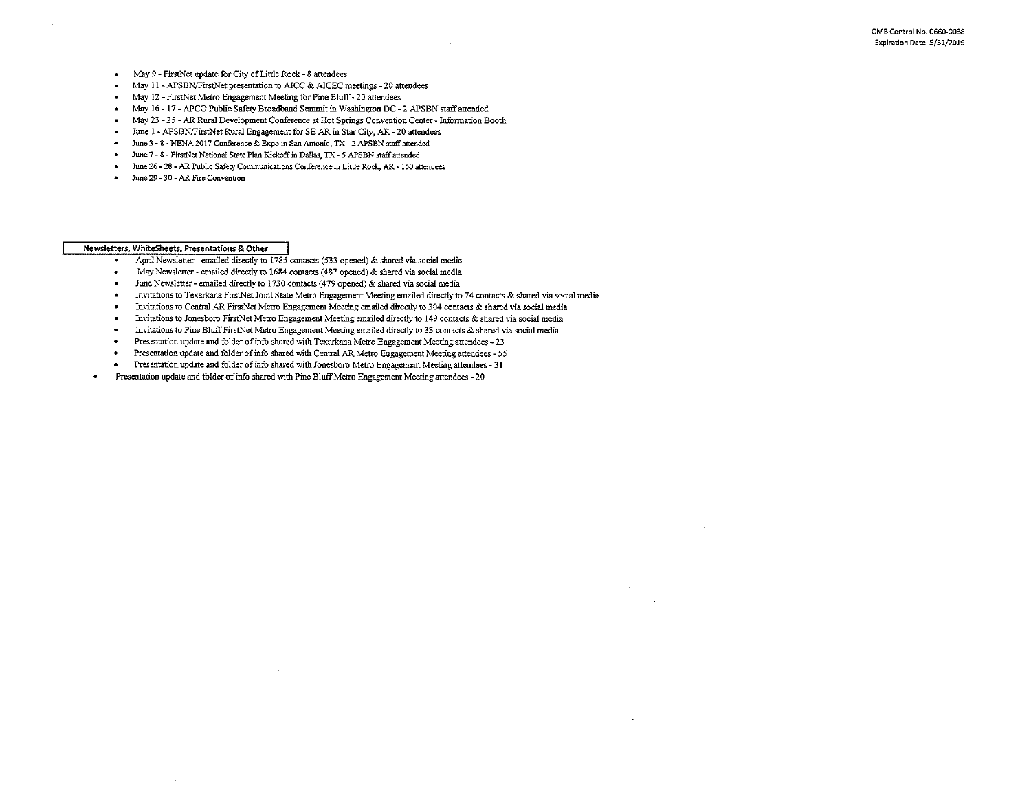- May 9 - FirstNet update for City of Little Rock - 8 attendees
- May 11 - APSBN/FirstNet presentation to AICC & AICEC meetings - 20 attendees
- May 12 - FirstNet Metro Engagement Meeting for Pine Bluff - 20 attendees
- May 16 - 17 - APCO Public Safety Broadband Summit in Washington DC - 2 APSBN staff attended
- May 23 - 25 - AR Rural Development Conference at Hot Springs Convention Center - Information Booth
- June 1 - APSBN/FirstNet Rural Engagement for SE AR in Star City, AR - 20 attendees
- June 3 - 8 - NENA 2017 Conference & Expo in San Antonio, TX - 2 APSBN staff attended
- June 7 - 8 - FirstNet National State Plan Kickoff in Dallas, TX - 5 APSBN staff attended
- June 26 - 28 - AR Public Safety Communications Conference in Little Rock, AR - 150 attendees
- June 29 - 30 - AR Fire Convention

**Newsletters, WhiteSheets, Presentations & Other**

- April Newsletter - emailed directly to 1785 contacts (533 opened) & shared via social media
- May Newsletter - emailed directly to 1684 contacts (487 opened) & shared via social media
- June Newsletter - emailed directly to 1730 contacts (479 opened) & shared via social media
- Invitations to Texarkana FirstNet Joint State Metro Engagement Meeting emailed directly to 74 contacts & shared via social media
- Invitations to Central AR FirstNet Metro Engagement Meeting emailed directly to 304 contacts & shared via social media
- Invitations to Jonesboro FirstNet Metro Engagement Meeting emailed directly to 149 contacts & shared via social media
- Invitations to Pine Bluff FirstNet Metro Engagement Meeting emailed directly to 33 contacts & shared via social media
- Presentation update and folder of info shared with Texarkana Metro Engagement Meeting attendees - 23
- Presentation update and folder of info shared with Central AR Metro Engagement Meeting attendees - 55
- Presentation update and folder of info shared with Jonesboro Metro Engagement Meeting attendees - 31
- Presentation update and folder of info shared with Pine Bluff Metro Engagement Meeting attendees - 20